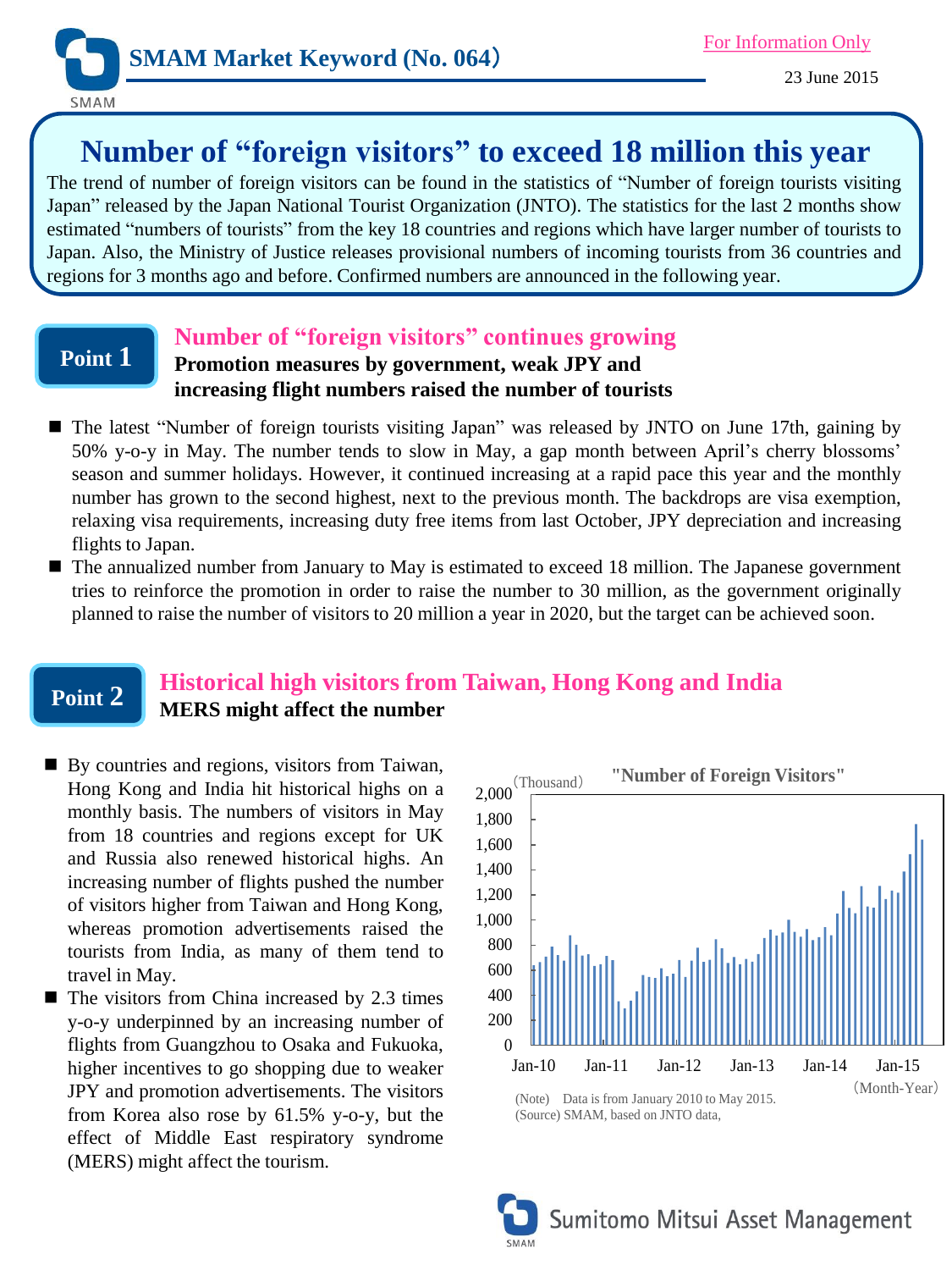SMAM Market Keyword (No. 064)

For Information Only

23 June 2015

# Number of "foreign visitors" to exceed 18 million this year

The trend of number of foreign visitors can be found in the statistics of "Number of foreign tourists visiting Japan" released by the Japan National Tourist Organization (JNTO). The statistics for the last 2 months show estimated "numbers of tourists" from the key 18 countries and regions which have larger number of tourists to Japan. Also, the Ministry of Justice releases provisional numbers of incoming tourists from 36 countries and regions for 3 months ago and before. Confirmed numbers are announced in the following year.

## Point 1

### Number of "foreign visitors" continues growing

**Promotion measures by government, weak JPY and increasing flight numbers raised the number of tourists**

- The latest "Number of foreign tourists visiting Japan" was released by JNTO on June 17th, gaining by 50% y-o-y in May. The number tends to slow in May, a gap month between April's cherry blossoms' season and summer holidays. However, it continued increasing at a rapid pace this year and the monthly number has grown to the second highest, next to the previous month. The backdrops are visa exemption, relaxing visa requirements, increasing duty free items from last October, JPY depreciation and increasing flights to Japan.
- The annualized number from January to May is estimated to exceed 18 million. The Japanese government tries to reinforce the promotion in order to raise the number to 30 million, as the government originally planned to raise the number of visitors to 20 million a year in 2020, but the target can be achieved soon.

## Point 2

### Historical high visitors from Taiwan, Hong Kong and India

**MERS might affect the number**

- By countries and regions, visitors from Taiwan, Hong Kong and India hit historical highs on a monthly basis. The numbers of visitors in May from 18 countries and regions except for UK and Russia also renewed historical highs. An increasing number of flights pushed the number of visitors higher from Taiwan and Hong Kong, whereas promotion advertisements raised the tourists from India, as many of them tend to travel in May.
- The visitors from China increased by 2.3 times y-o-y underpinned by an increasing number of flights from Guangzhou to Osaka and Fukuoka, higher incentives to go shopping due to weaker JPY and promotion advertisements. The visitors from Korea also rose by 61.5% y-o-y, but the effect of Middle East respiratory syndrome (MERS) might affect the tourism.

"Number of Foreign Visitors"

(Note) Data is from January 2010 to May 2015.
(Source) SMAM, based on JNTO data,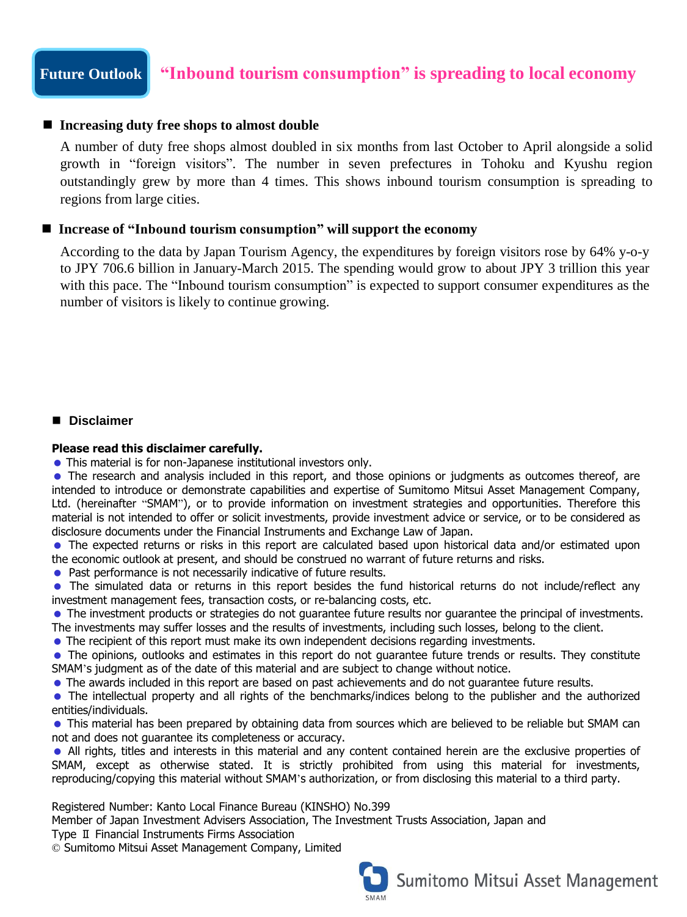**Future Outlook** 

## "Inbound tourism consumption" is spreading to local economy

### ■ Increasing duty free shops to almost double

A number of duty free shops almost doubled in six months from last October to April alongside a solid growth in "foreign visitors". The number in seven prefectures in Tohoku and Kyushu region outstandingly grew by more than 4 times. This shows inbound tourism consumption is spreading to regions from large cities.

### ■ Increase of "Inbound tourism consumption" will support the economy

According to the data by Japan Tourism Agency, the expenditures by foreign visitors rose by 64% y-o-y to JPY 706.6 billion in January-March 2015. The spending would grow to about JPY 3 trillion this year with this pace. The "Inbound tourism consumption" is expected to support consumer expenditures as the number of visitors is likely to continue growing.

### ■ Disclaimer

**Please read this disclaimer carefully.**

- This material is for non-Japanese institutional investors only.
- The research and analysis included in this report, and those opinions or judgments as outcomes thereof, are intended to introduce or demonstrate capabilities and expertise of Sumitomo Mitsui Asset Management Company, Ltd. (hereinafter "SMAM"), or to provide information on investment strategies and opportunities. Therefore this material is not intended to offer or solicit investments, provide investment advice or service, or to be considered as disclosure documents under the Financial Instruments and Exchange Law of Japan.
- The expected returns or risks in this report are calculated based upon historical data and/or estimated upon the economic outlook at present, and should be construed no warrant of future returns and risks.
- Past performance is not necessarily indicative of future results.
- The simulated data or returns in this report besides the fund historical returns do not include/reflect any investment management fees, transaction costs, or re-balancing costs, etc.
- The investment products or strategies do not guarantee future results nor guarantee the principal of investments. The investments may suffer losses and the results of investments, including such losses, belong to the client.
- The recipient of this report must make its own independent decisions regarding investments.
- The opinions, outlooks and estimates in this report do not guarantee future trends or results. They constitute SMAM's judgment as of the date of this material and are subject to change without notice.
- The awards included in this report are based on past achievements and do not guarantee future results.
- The intellectual property and all rights of the benchmarks/indices belong to the publisher and the authorized entities/individuals.
- This material has been prepared by obtaining data from sources which are believed to be reliable but SMAM can not and does not guarantee its completeness or accuracy.
- All rights, titles and interests in this material and any content contained herein are the exclusive properties of SMAM, except as otherwise stated. It is strictly prohibited from using this material for investments, reproducing/copying this material without SMAM's authorization, or from disclosing this material to a third party.

Registered Number: Kanto Local Finance Bureau (KINSHO) No.399
Member of Japan Investment Advisers Association, The Investment Trusts Association, Japan and Type Ⅱ Financial Instruments Firms Association
© Sumitomo Mitsui Asset Management Company, Limited

Sumitomo Mitsui Asset Management